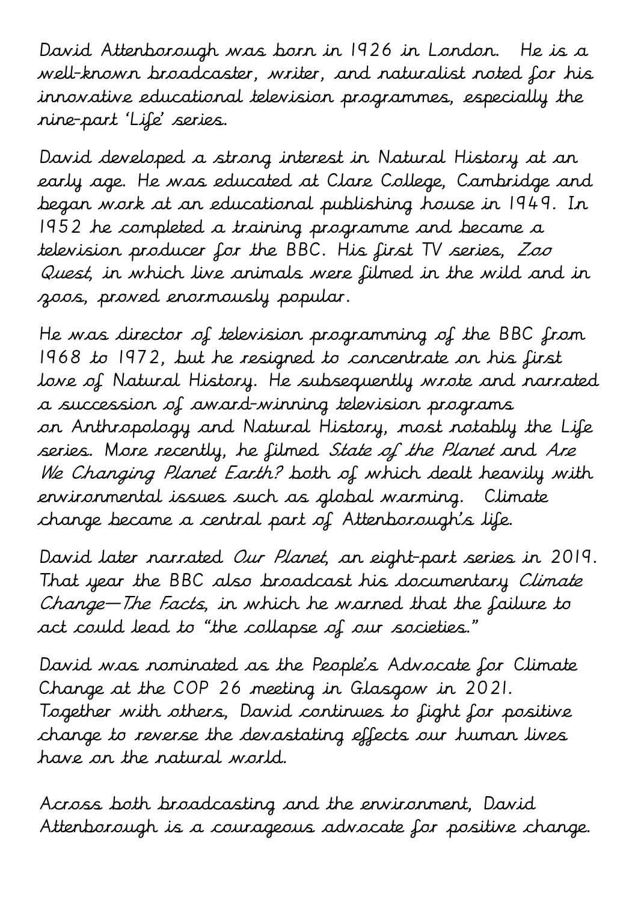David Attenborough was born in 1926 in London. He is a well-known broadcaster, writer, and naturalist noted for his innovative educational television programmes, especially the nine-part 'Life' series.

David developed a strong interest in Natural History at an early age. He was educated at Clare College, Cambridge and began work at an educational publishing house in 1949. In 1952 he completed a training programme and became a television producer for the BBC. His first TV series, *Zoo Quest*, in which live animals were filmed in the wild and in zoos, proved enormously popular.

He was director of television programming of the BBC from 1968 to 1972, but he resigned to concentrate on his first love of Natural History. He subsequently wrote and narrated a succession of award-winning television programs on Anthropology and Natural History, most notably the Life series. More recently, he filmed *State of the Planet* and *Are We Changing Planet Earth?* both of which dealt heavily with environmental issues such as global warming. Climate change became a central part of Attenborough's life.

David later narrated *Our Planet*, an eight-part series in 2019. That year the BBC also broadcast his documentary *Climate Change—The Facts*, in which he warned that the failure to act could lead to "the collapse of our societies."

David was nominated as the People's Advocate for Climate Change at the COP 26 meeting in Glasgow in 2021. Together with others, David continues to fight for positive change to reverse the devastating effects our human lives have on the natural world.

Across both broadcasting and the environment, David Attenborough is a courageous advocate for positive change.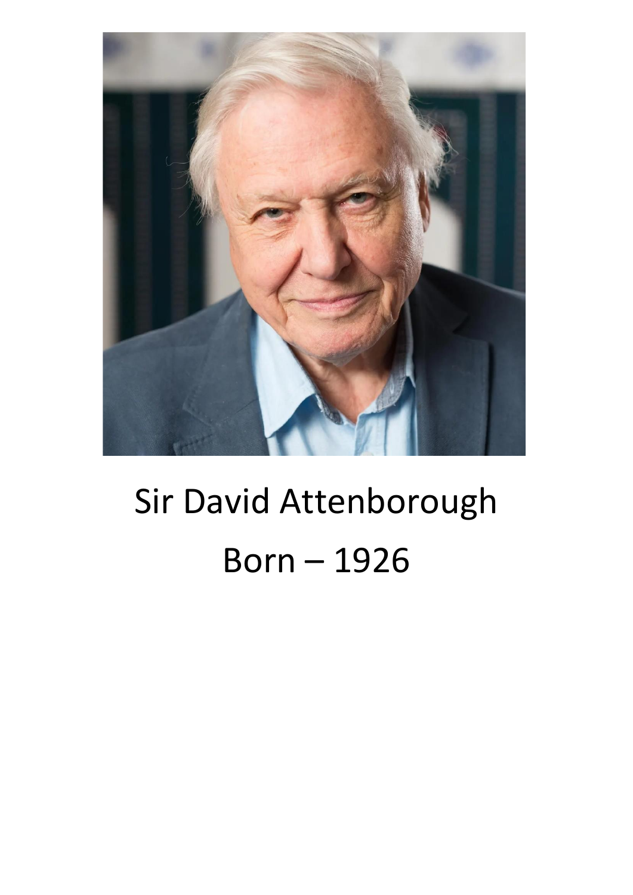Sir David Attenborough

Born – 1926